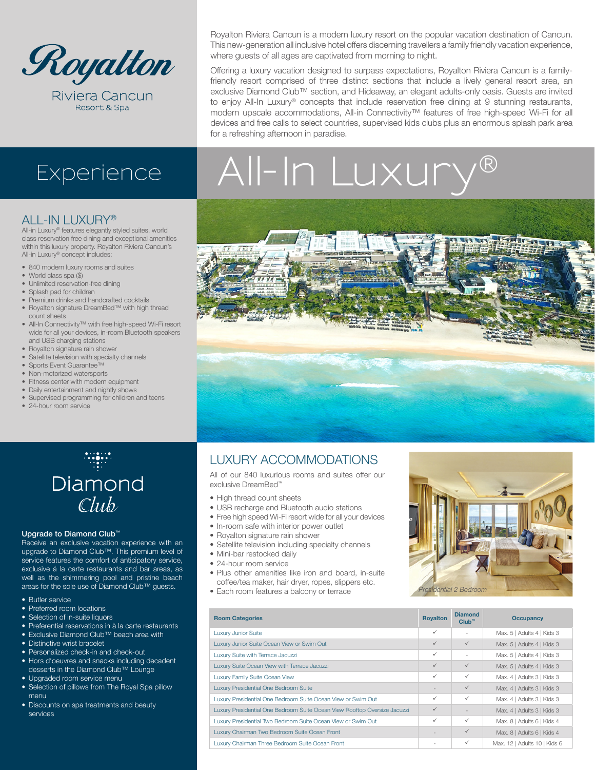# Royalton

Riviera Cancun
Resort & Spa

Royalton Riviera Cancun is a modern luxury resort on the popular vacation destination of Cancun. This new-generation all inclusive hotel offers discerning travellers a family friendly vacation experience, where guests of all ages are captivated from morning to night.

Offering a luxury vacation designed to surpass expectations, Royalton Riviera Cancun is a family-friendly resort comprised of three distinct sections that include a lively general resort area, an exclusive Diamond Club™ section, and Hideaway, an elegant adults-only oasis. Guests are invited to enjoy All-In Luxury® concepts that include reservation free dining at 9 stunning restaurants, modern upscale accommodations, All-in Connectivity™ features of free high-speed Wi-Fi for all devices and free calls to select countries, supervised kids clubs plus an enormous splash park area for a refreshing afternoon in paradise.

# Experience All-In Luxury®

## ALL-IN LUXURY®

All-in Luxury® features elegantly styled suites, world class reservation free dining and exceptional amenities within this luxury property. Royalton Riviera Cancun's All-in Luxury® concept includes:

- 840 modern luxury rooms and suites
- World class spa ($)
- Unlimited reservation-free dining
- Splash pad for children
- Premium drinks and handcrafted cocktails
- Royalton signature DreamBed™ with high thread count sheets
- All-In Connectivity™ with free high-speed Wi-Fi resort wide for all your devices, in-room Bluetooth speakers and USB charging stations
- Royalton signature rain shower
- Satellite television with specialty channels
- Sports Event Guarantee™
- Non-motorized watersports
- Fitness center with modern equipment
- Daily entertainment and nightly shows
- Supervised programming for children and teens
- 24-hour room service

## Diamond Club

### Upgrade to Diamond Club™

Receive an exclusive vacation experience with an upgrade to Diamond Club™. This premium level of service features the comfort of anticipatory service, exclusive á la carte restaurants and bar areas, as well as the shimmering pool and pristine beach areas for the sole use of Diamond Club™ guests.

- Butler service
- Preferred room locations
- Selection of in-suite liquors
- Preferential reservations in à la carte restaurants
- Exclusive Diamond Club™ beach area with
- Distinctive wrist bracelet
- Personalized check-in and check-out
- Hors d'oeuvres and snacks including decadent desserts in the Diamond Club™ Lounge
- Upgraded room service menu
- Selection of pillows from The Royal Spa pillow menu
- Discounts on spa treatments and beauty services

## LUXURY ACCOMMODATIONS

All of our 840 luxurious rooms and suites offer our exclusive DreamBed™

- High thread count sheets
- USB recharge and Bluetooth audio stations
- Free high speed Wi-Fi resort wide for all your devices
- In-room safe with interior power outlet
- Royalton signature rain shower
- Satellite television including specialty channels
- Mini-bar restocked daily
- 24-hour room service
- Plus other amenities like iron and board, in-suite coffee/tea maker, hair dryer, ropes, slippers etc.
- Each room features a balcony or terrace

*Presidential 2 Bedroom*

| Room Categories | Royalton | Diamond Club™ | Occupancy |
|---|---|---|---|
| Luxury Junior Suite | ✓ | - | Max. 5 \| Adults 4 \| Kids 3 |
| Luxury Junior Suite Ocean View or Swim Out | ✓ | ✓ | Max. 5 \| Adults 4 \| Kids 3 |
| Luxury Suite with Terrace Jacuzzi | ✓ | - | Max. 5 \| Adults 4 \| Kids 3 |
| Luxury Suite Ocean View with Terrace Jacuzzi | ✓ | ✓ | Max. 5 \| Adults 4 \| Kids 3 |
| Luxury Family Suite Ocean View | ✓ | ✓ | Max. 4 \| Adults 3 \| Kids 3 |
| Luxury Presidential One Bedroom Suite | - | ✓ | Max. 4 \| Adults 3 \| Kids 3 |
| Luxury Presidential One Bedroom Suite Ocean View or Swim Out | ✓ | ✓ | Max. 4 \| Adults 3 \| Kids 3 |
| Luxury Presidential One Bedroom Suite Ocean View Rooftop Oversize Jacuzzi | ✓ | - | Max. 4 \| Adults 3 \| Kids 3 |
| Luxury Presidential Two Bedroom Suite Ocean View or Swim Out | ✓ | ✓ | Max. 8 \| Adults 6 \| Kids 4 |
| Luxury Chairman Two Bedroom Suite Ocean Front | - | ✓ | Max. 8 \| Adults 6 \| Kids 4 |
| Luxury Chairman Three Bedroom Suite Ocean Front | - | ✓ | Max. 12 \| Adults 10 \| Kids 6 |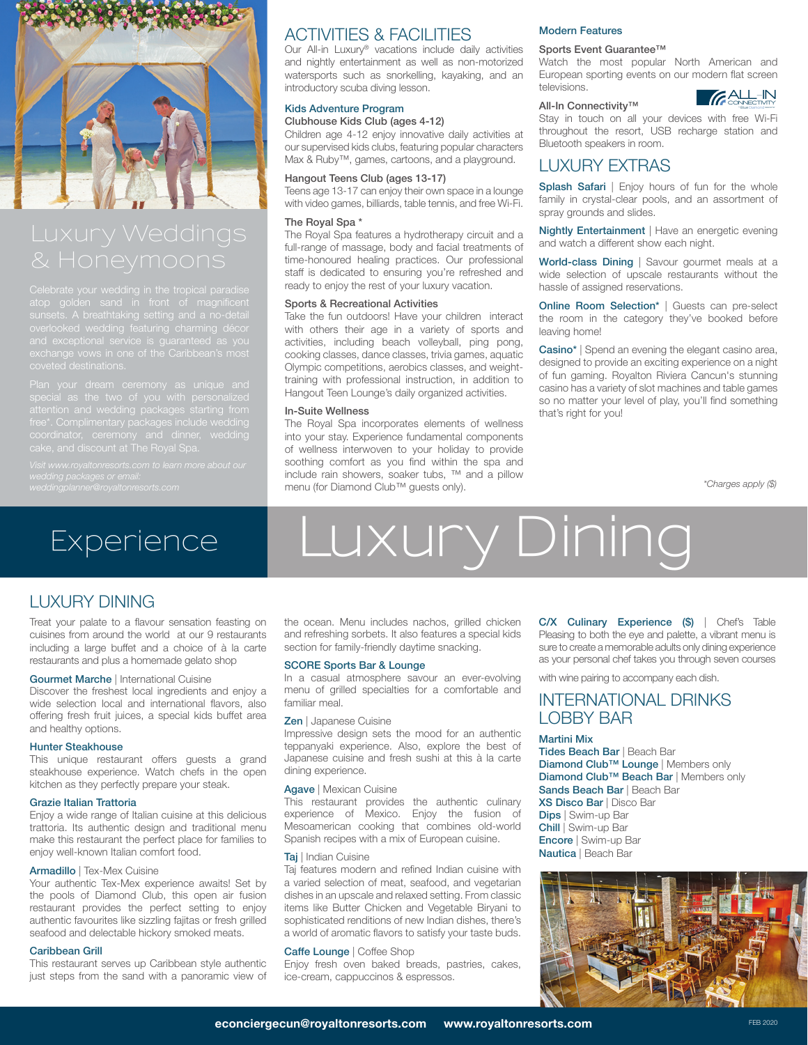# Luxury Weddings & Honeymoons

Celebrate your wedding in the tropical paradise atop golden sand in front of magnificent sunsets. A breathtaking setting and a no-detail overlooked wedding featuring charming décor and exceptional service is guaranteed as you exchange vows in one of the Caribbean's most coveted destinations.

Plan your dream ceremony as unique and special as the two of you with personalized attention and wedding packages starting from free*. Complimentary packages include wedding coordinator, ceremony and dinner, wedding cake, and discount at The Royal Spa.

*Visit www.royaltonresorts.com to learn more about our wedding packages or email: weddingplanner@royaltonresorts.com*

## ACTIVITIES & FACILITIES

Our All-in Luxury® vacations include daily activities and nightly entertainment as well as non-motorized watersports such as snorkelling, kayaking, and an introductory scuba diving lesson.

### Kids Adventure Program

**Clubhouse Kids Club (ages 4-12)**

Children age 4-12 enjoy innovative daily activities at our supervised kids clubs, featuring popular characters Max & Ruby™, games, cartoons, and a playground.

**Hangout Teens Club (ages 13-17)**

Teens age 13-17 can enjoy their own space in a lounge with video games, billiards, table tennis, and free Wi-Fi.

**The Royal Spa ***

The Royal Spa features a hydrotherapy circuit and a full-range of massage, body and facial treatments of time-honoured healing practices. Our professional staff is dedicated to ensuring you're refreshed and ready to enjoy the rest of your luxury vacation.

**Sports & Recreational Activities**

Take the fun outdoors! Have your children interact with others their age in a variety of sports and activities, including beach volleyball, ping pong, cooking classes, dance classes, trivia games, aquatic Olympic competitions, aerobics classes, and weight-training with professional instruction, in addition to Hangout Teen Lounge's daily organized activities.

**In-Suite Wellness**

The Royal Spa incorporates elements of wellness into your stay. Experience fundamental components of wellness interwoven to your holiday to provide soothing comfort as you find within the spa and include rain showers, soaker tubs, ™ and a pillow menu (for Diamond Club™ guests only).

### Modern Features

**Sports Event Guarantee™**

Watch the most popular North American and European sporting events on our modern flat screen televisions.

**All-In Connectivity™**

Stay in touch on all your devices with free Wi-Fi throughout the resort, USB recharge station and Bluetooth speakers in room.

## LUXURY EXTRAS

**Splash Safari** | Enjoy hours of fun for the whole family in crystal-clear pools, and an assortment of spray grounds and slides.

**Nightly Entertainment** | Have an energetic evening and watch a different show each night.

**World-class Dining** | Savour gourmet meals at a wide selection of upscale restaurants without the hassle of assigned reservations.

**Online Room Selection*** | Guests can pre-select the room in the category they've booked before leaving home!

**Casino*** | Spend an evening the elegant casino area, designed to provide an exciting experience on a night of fun gaming. Royalton Riviera Cancun's stunning casino has a variety of slot machines and table games so no matter your level of play, you'll find something that's right for you!

*\*Charges apply ($)*

# Experience Luxury Dining

## LUXURY DINING

Treat your palate to a flavour sensation feasting on cuisines from around the world at our 9 restaurants including a large buffet and a choice of à la carte restaurants and plus a homemade gelato shop

**Gourmet Marche** | International Cuisine
Discover the freshest local ingredients and enjoy a wide selection local and international flavors, also offering fresh fruit juices, a special kids buffet area and healthy options.

**Hunter Steakhouse**
This unique restaurant offers guests a grand steakhouse experience. Watch chefs in the open kitchen as they perfectly prepare your steak.

**Grazie Italian Trattoria**
Enjoy a wide range of Italian cuisine at this delicious trattoria. Its authentic design and traditional menu make this restaurant the perfect place for families to enjoy well-known Italian comfort food.

**Armadillo** | Tex-Mex Cuisine
Your authentic Tex-Mex experience awaits! Set by the pools of Diamond Club, this open air fusion restaurant provides the perfect setting to enjoy authentic favourites like sizzling fajitas or fresh grilled seafood and delectable hickory smoked meats.

**Caribbean Grill**
This restaurant serves up Caribbean style authentic just steps from the sand with a panoramic view of the ocean. Menu includes nachos, grilled chicken and refreshing sorbets. It also features a special kids section for family-friendly daytime snacking.

**SCORE Sports Bar & Lounge**
In a casual atmosphere savour an ever-evolving menu of grilled specialties for a comfortable and familiar meal.

**Zen** | Japanese Cuisine
Impressive design sets the mood for an authentic teppanyaki experience. Also, explore the best of Japanese cuisine and fresh sushi at this à la carte dining experience.

**Agave** | Mexican Cuisine
This restaurant provides the authentic culinary experience of Mexico. Enjoy the fusion of Mesoamerican cooking that combines old-world Spanish recipes with a mix of European cuisine.

**Taj** | Indian Cuisine
Taj features modern and refined Indian cuisine with a varied selection of meat, seafood, and vegetarian dishes in an upscale and relaxed setting. From classic items like Butter Chicken and Vegetable Biryani to sophisticated renditions of new Indian dishes, there's a world of aromatic flavors to satisfy your taste buds.

**Caffe Lounge** | Coffee Shop
Enjoy fresh oven baked breads, pastries, cakes, ice-cream, cappuccinos & espressos.

**C/X Culinary Experience ($)** | Chef's Table
Pleasing to both the eye and palette, a vibrant menu is sure to create a memorable adults only dining experience as your personal chef takes you through seven courses with wine pairing to accompany each dish.

## INTERNATIONAL DRINKS LOBBY BAR

**Martini Mix**
**Tides Beach Bar** | Beach Bar
**Diamond Club™ Lounge** | Members only
**Diamond Club™ Beach Bar** | Members only
**Sands Beach Bar** | Beach Bar
**XS Disco Bar** | Disco Bar
**Dips** | Swim-up Bar
**Chill** | Swim-up Bar
**Encore** | Swim-up Bar
**Nautica** | Beach Bar

**econciergecun@royaltonresorts.com** **www.royaltonresorts.com**

FEB 2020